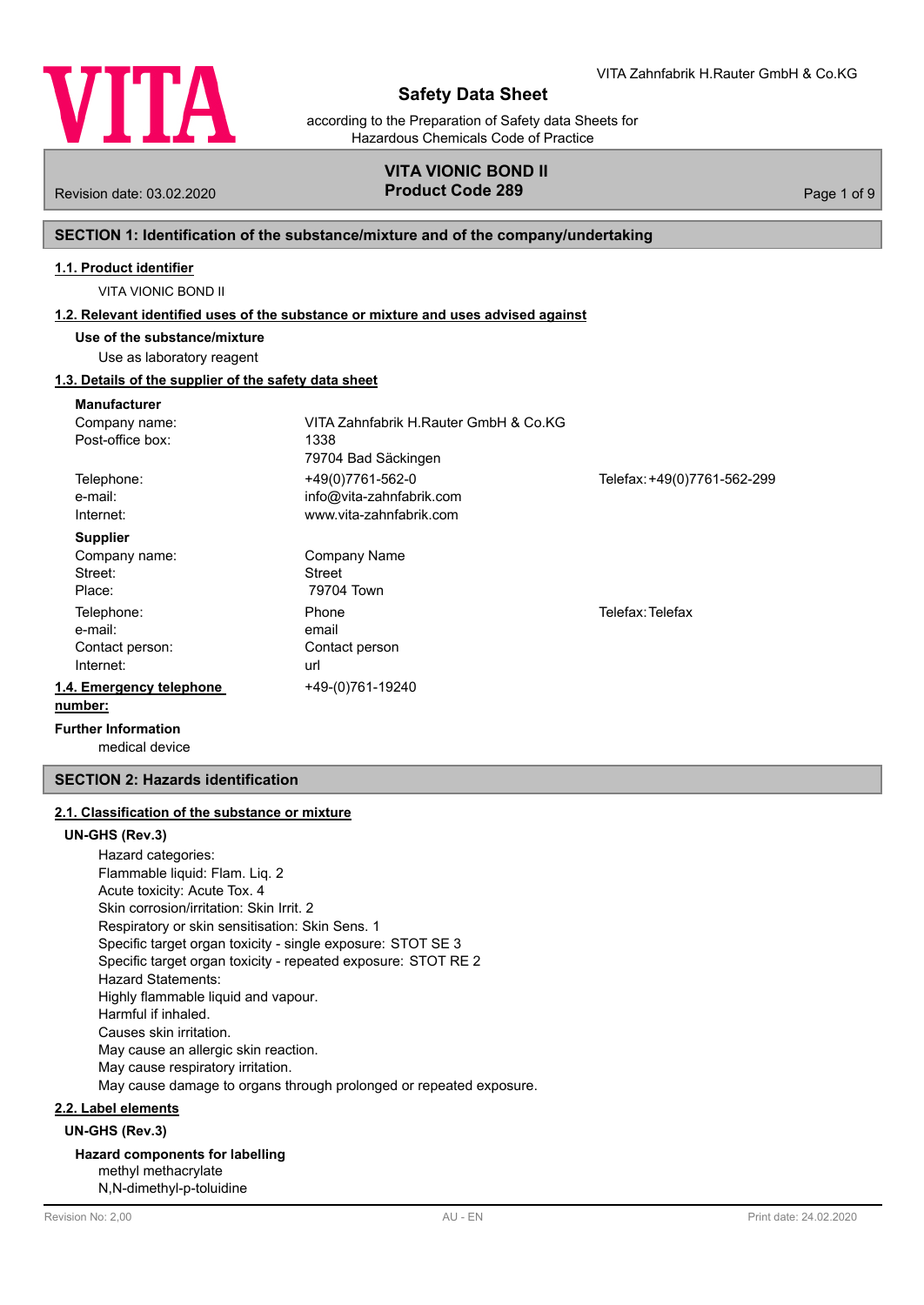# Safety Data Sheet

according to the Preparation of Safety data Sheets for Hazardous Chemicals Code of Practice

**VITA VIONIC BOND II**
**Product Code 289**

Revision date: 03.02.2020

## SECTION 1: Identification of the substance/mixture and of the company/undertaking

### 1.1. Product identifier

VITA VIONIC BOND II

### 1.2. Relevant identified uses of the substance or mixture and uses advised against

**Use of the substance/mixture**

Use as laboratory reagent

### 1.3. Details of the supplier of the safety data sheet

**Manufacturer**

| | | |
|---|---|---|
| Company name: | VITA Zahnfabrik H.Rauter GmbH & Co.KG | |
| Post-office box: | 1338<br>79704 Bad Säckingen | |
| Telephone: | +49(0)7761-562-0 | Telefax: +49(0)7761-562-299 |
| e-mail: | info@vita-zahnfabrik.com | |
| Internet: | www.vita-zahnfabrik.com | |

**Supplier**

| | | |
|---|---|---|
| Company name: | Company Name | |
| Street: | Street | |
| Place: | 79704 Town | |
| Telephone: | Phone | Telefax: Telefax |
| e-mail: | email | |
| Contact person: | Contact person | |
| Internet: | url | |

### 1.4. Emergency telephone number:

+49-(0)761-19240

**Further Information**

medical device

## SECTION 2: Hazards identification

### 2.1. Classification of the substance or mixture

**UN-GHS (Rev.3)**

Hazard categories:
Flammable liquid: Flam. Liq. 2
Acute toxicity: Acute Tox. 4
Skin corrosion/irritation: Skin Irrit. 2
Respiratory or skin sensitisation: Skin Sens. 1
Specific target organ toxicity - single exposure: STOT SE 3
Specific target organ toxicity - repeated exposure: STOT RE 2
Hazard Statements:
Highly flammable liquid and vapour.
Harmful if inhaled.
Causes skin irritation.
May cause an allergic skin reaction.
May cause respiratory irritation.
May cause damage to organs through prolonged or repeated exposure.

### 2.2. Label elements

**UN-GHS (Rev.3)**

**Hazard components for labelling**

methyl methacrylate
N,N-dimethyl-p-toluidine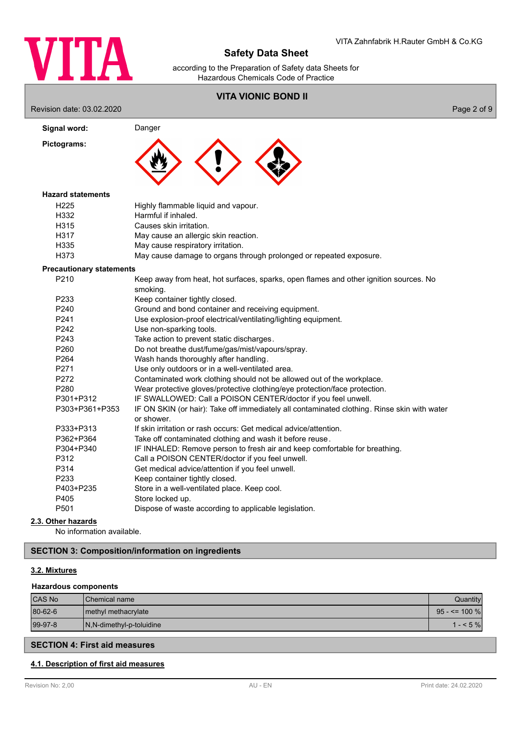**Signal word:** Danger

**Pictograms:**

**Hazard statements**

| | |
|---|---|
| H225 | Highly flammable liquid and vapour. |
| H332 | Harmful if inhaled. |
| H315 | Causes skin irritation. |
| H317 | May cause an allergic skin reaction. |
| H335 | May cause respiratory irritation. |
| H373 | May cause damage to organs through prolonged or repeated exposure. |

**Precautionary statements**

| | |
|---|---|
| P210 | Keep away from heat, hot surfaces, sparks, open flames and other ignition sources. No smoking. |
| P233 | Keep container tightly closed. |
| P240 | Ground and bond container and receiving equipment. |
| P241 | Use explosion-proof electrical/ventilating/lighting equipment. |
| P242 | Use non-sparking tools. |
| P243 | Take action to prevent static discharges. |
| P260 | Do not breathe dust/fume/gas/mist/vapours/spray. |
| P264 | Wash hands thoroughly after handling. |
| P271 | Use only outdoors or in a well-ventilated area. |
| P272 | Contaminated work clothing should not be allowed out of the workplace. |
| P280 | Wear protective gloves/protective clothing/eye protection/face protection. |
| P301+P312 | IF SWALLOWED: Call a POISON CENTER/doctor if you feel unwell. |
| P303+P361+P353 | IF ON SKIN (or hair): Take off immediately all contaminated clothing. Rinse skin with water or shower. |
| P333+P313 | If skin irritation or rash occurs: Get medical advice/attention. |
| P362+P364 | Take off contaminated clothing and wash it before reuse. |
| P304+P340 | IF INHALED: Remove person to fresh air and keep comfortable for breathing. |
| P312 | Call a POISON CENTER/doctor if you feel unwell. |
| P314 | Get medical advice/attention if you feel unwell. |
| P233 | Keep container tightly closed. |
| P403+P235 | Store in a well-ventilated place. Keep cool. |
| P405 | Store locked up. |
| P501 | Dispose of waste according to applicable legislation. |

### 2.3. Other hazards

No information available.

## SECTION 3: Composition/information on ingredients

### 3.2. Mixtures

**Hazardous components**

| CAS No | Chemical name | Quantity |
|---|---|---|
| 80-62-6 | methyl methacrylate | 95 - <= 100 % |
| 99-97-8 | N,N-dimethyl-p-toluidine | 1 - < 5 % |

## SECTION 4: First aid measures

### 4.1. Description of first aid measures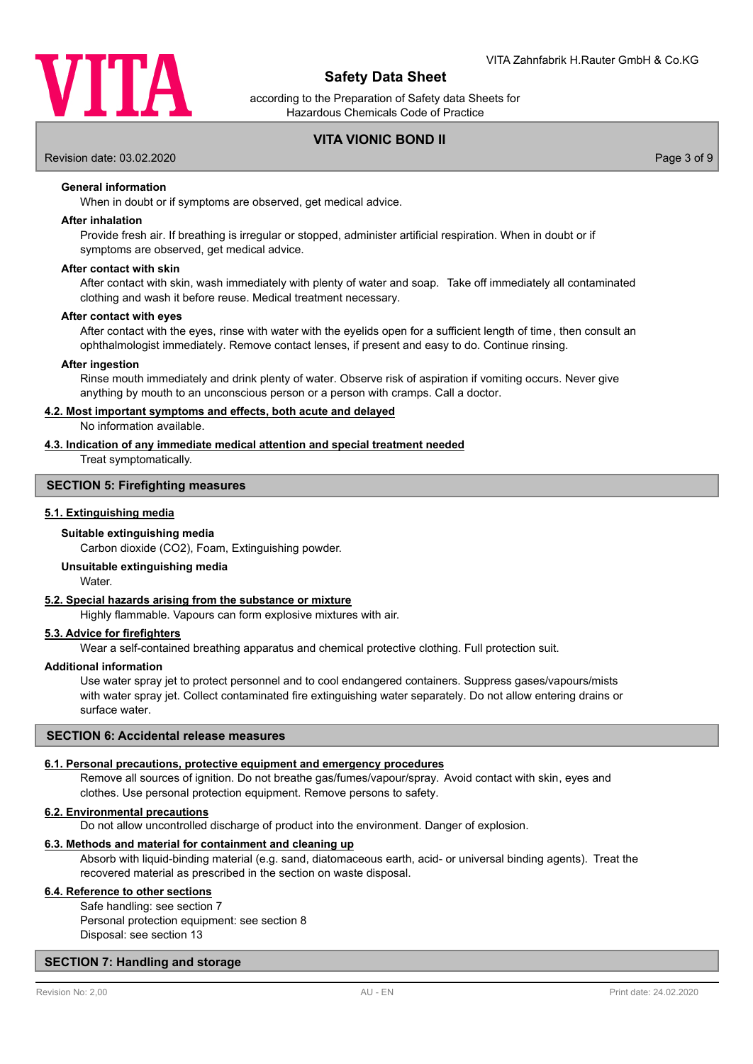**General information**

When in doubt or if symptoms are observed, get medical advice.

**After inhalation**

Provide fresh air. If breathing is irregular or stopped, administer artificial respiration. When in doubt or if symptoms are observed, get medical advice.

**After contact with skin**

After contact with skin, wash immediately with plenty of water and soap. Take off immediately all contaminated clothing and wash it before reuse. Medical treatment necessary.

**After contact with eyes**

After contact with the eyes, rinse with water with the eyelids open for a sufficient length of time, then consult an ophthalmologist immediately. Remove contact lenses, if present and easy to do. Continue rinsing.

**After ingestion**

Rinse mouth immediately and drink plenty of water. Observe risk of aspiration if vomiting occurs. Never give anything by mouth to an unconscious person or a person with cramps. Call a doctor.

### 4.2. Most important symptoms and effects, both acute and delayed

No information available.

### 4.3. Indication of any immediate medical attention and special treatment needed

Treat symptomatically.

## SECTION 5: Firefighting measures

### 5.1. Extinguishing media

**Suitable extinguishing media**

Carbon dioxide ($CO_2$), Foam, Extinguishing powder.

**Unsuitable extinguishing media**

Water.

### 5.2. Special hazards arising from the substance or mixture

Highly flammable. Vapours can form explosive mixtures with air.

### 5.3. Advice for firefighters

Wear a self-contained breathing apparatus and chemical protective clothing. Full protection suit.

**Additional information**

Use water spray jet to protect personnel and to cool endangered containers. Suppress gases/vapours/mists with water spray jet. Collect contaminated fire extinguishing water separately. Do not allow entering drains or surface water.

## SECTION 6: Accidental release measures

### 6.1. Personal precautions, protective equipment and emergency procedures

Remove all sources of ignition. Do not breathe gas/fumes/vapour/spray. Avoid contact with skin, eyes and clothes. Use personal protection equipment. Remove persons to safety.

### 6.2. Environmental precautions

Do not allow uncontrolled discharge of product into the environment. Danger of explosion.

### 6.3. Methods and material for containment and cleaning up

Absorb with liquid-binding material (e.g. sand, diatomaceous earth, acid- or universal binding agents). Treat the recovered material as prescribed in the section on waste disposal.

### 6.4. Reference to other sections

Safe handling: see section 7
Personal protection equipment: see section 8
Disposal: see section 13

## SECTION 7: Handling and storage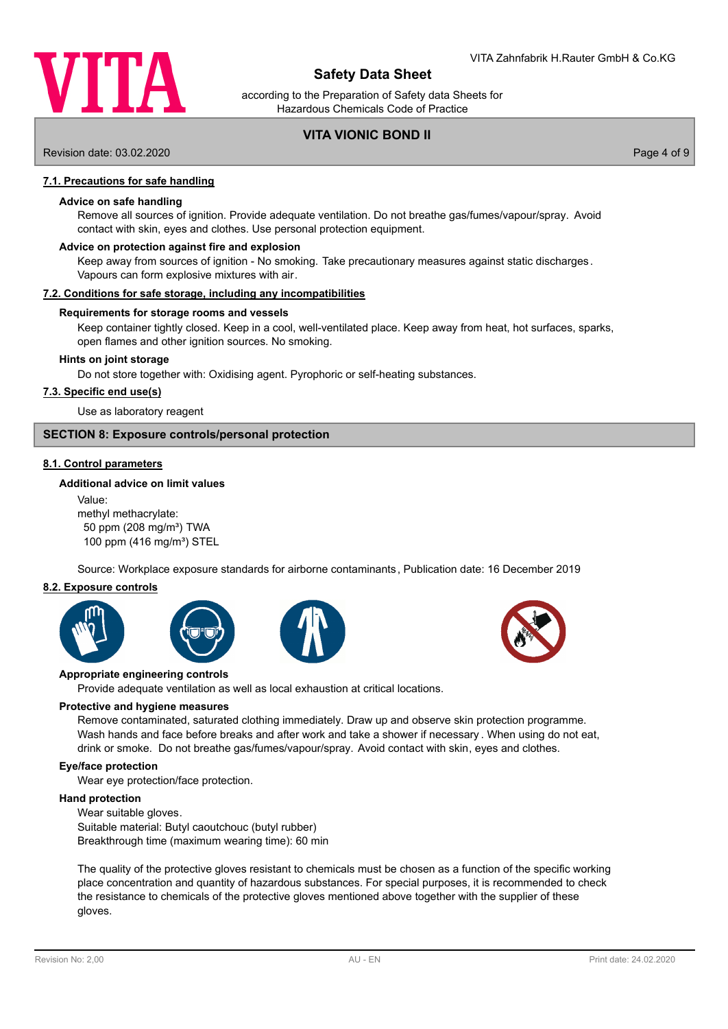### 7.1. Precautions for safe handling

**Advice on safe handling**

Remove all sources of ignition. Provide adequate ventilation. Do not breathe gas/fumes/vapour/spray. Avoid contact with skin, eyes and clothes. Use personal protection equipment.

**Advice on protection against fire and explosion**

Keep away from sources of ignition - No smoking. Take precautionary measures against static discharges. Vapours can form explosive mixtures with air.

### 7.2. Conditions for safe storage, including any incompatibilities

**Requirements for storage rooms and vessels**

Keep container tightly closed. Keep in a cool, well-ventilated place. Keep away from heat, hot surfaces, sparks, open flames and other ignition sources. No smoking.

**Hints on joint storage**

Do not store together with: Oxidising agent. Pyrophoric or self-heating substances.

### 7.3. Specific end use(s)

Use as laboratory reagent

## SECTION 8: Exposure controls/personal protection

### 8.1. Control parameters

**Additional advice on limit values**

Value:
methyl methacrylate:
50 ppm (208 mg/m³) TWA
100 ppm (416 mg/m³) STEL

Source: Workplace exposure standards for airborne contaminants, Publication date: 16 December 2019

### 8.2. Exposure controls

**Appropriate engineering controls**

Provide adequate ventilation as well as local exhaustion at critical locations.

**Protective and hygiene measures**

Remove contaminated, saturated clothing immediately. Draw up and observe skin protection programme. Wash hands and face before breaks and after work and take a shower if necessary. When using do not eat, drink or smoke. Do not breathe gas/fumes/vapour/spray. Avoid contact with skin, eyes and clothes.

**Eye/face protection**

Wear eye protection/face protection.

**Hand protection**

Wear suitable gloves.
Suitable material: Butyl caoutchouc (butyl rubber)
Breakthrough time (maximum wearing time): 60 min

The quality of the protective gloves resistant to chemicals must be chosen as a function of the specific working place concentration and quantity of hazardous substances. For special purposes, it is recommended to check the resistance to chemicals of the protective gloves mentioned above together with the supplier of these gloves.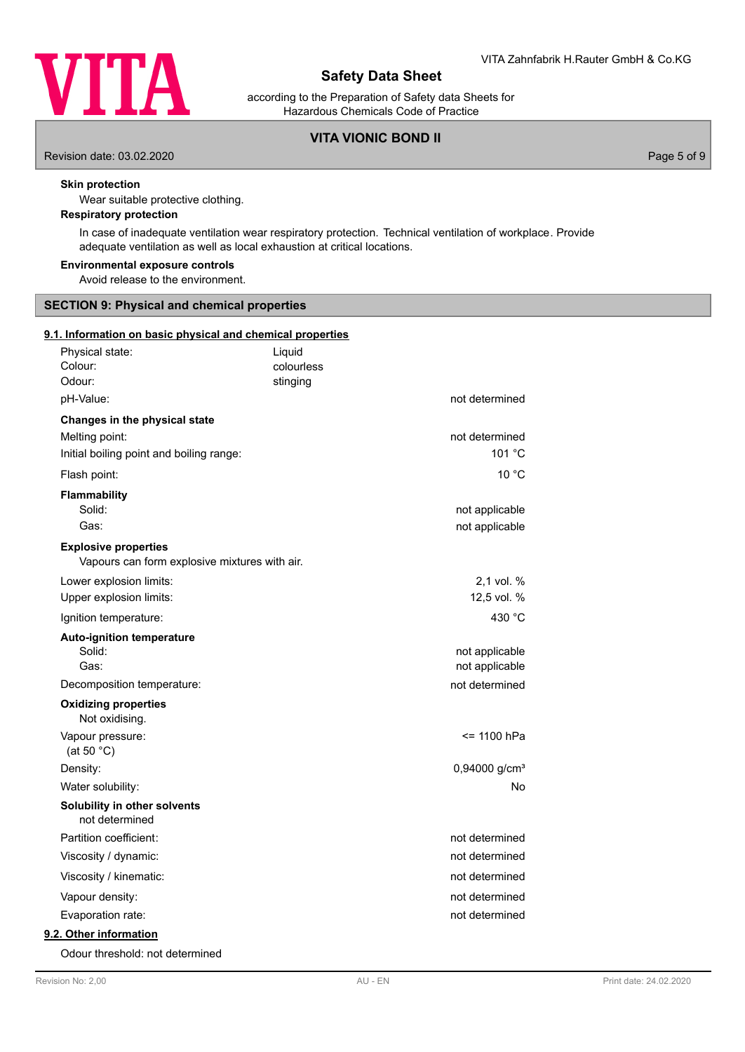**Skin protection**

Wear suitable protective clothing.

**Respiratory protection**

In case of inadequate ventilation wear respiratory protection. Technical ventilation of workplace. Provide adequate ventilation as well as local exhaustion at critical locations.

**Environmental exposure controls**

Avoid release to the environment.

## SECTION 9: Physical and chemical properties

### 9.1. Information on basic physical and chemical properties

| | |
|---|---|
| Physical state: | Liquid |
| Colour: | colourless |
| Odour: | stinging |
| pH-Value: | not determined |

**Changes in the physical state**

| | |
|---|---|
| Melting point: | not determined |
| Initial boiling point and boiling range: | 101 °C |
| Flash point: | 10 °C |

**Flammability**

| | |
|---|---|
| Solid: | not applicable |
| Gas: | not applicable |

**Explosive properties**

Vapours can form explosive mixtures with air.

| | |
|---|---|
| Lower explosion limits: | 2,1 vol. % |
| Upper explosion limits: | 12,5 vol. % |
| Ignition temperature: | 430 °C |

**Auto-ignition temperature**

| | |
|---|---|
| Solid: | not applicable |
| Gas: | not applicable |
| Decomposition temperature: | not determined |

**Oxidizing properties**

Not oxidising.

| | |
|---|---|
| Vapour pressure: (at 50 °C) | <= 1100 hPa |
| Density: | 0,94000 g/cm³ |
| Water solubility: | No |

**Solubility in other solvents**

not determined

| | |
|---|---|
| Partition coefficient: | not determined |
| Viscosity / dynamic: | not determined |
| Viscosity / kinematic: | not determined |
| Vapour density: | not determined |
| Evaporation rate: | not determined |

### 9.2. Other information

Odour threshold: not determined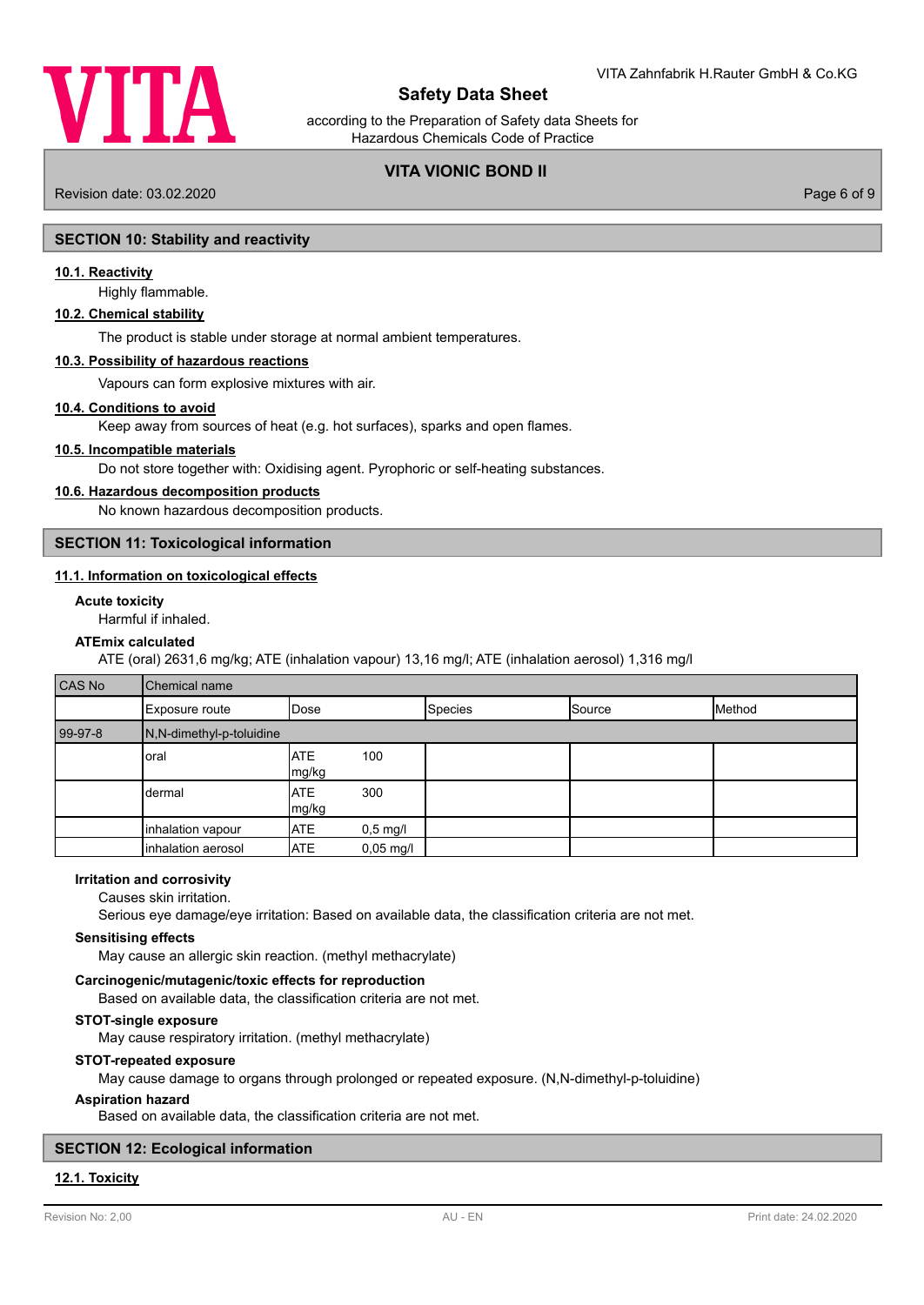## SECTION 10: Stability and reactivity

### 10.1. Reactivity

Highly flammable.

### 10.2. Chemical stability

The product is stable under storage at normal ambient temperatures.

### 10.3. Possibility of hazardous reactions

Vapours can form explosive mixtures with air.

### 10.4. Conditions to avoid

Keep away from sources of heat (e.g. hot surfaces), sparks and open flames.

### 10.5. Incompatible materials

Do not store together with: Oxidising agent. Pyrophoric or self-heating substances.

### 10.6. Hazardous decomposition products

No known hazardous decomposition products.

## SECTION 11: Toxicological information

### 11.1. Information on toxicological effects

**Acute toxicity**

Harmful if inhaled.

**ATEmix calculated**

ATE (oral) 2631,6 mg/kg; ATE (inhalation vapour) 13,16 mg/l; ATE (inhalation aerosol) 1,316 mg/l

| CAS No | Chemical name | | | | | |
|---|---|---|---|---|---|---|
| | Exposure route | Dose | | Species | Source | Method |
| 99-97-8 | N,N-dimethyl-p-toluidine | | | | | |
| | oral | ATE mg/kg | 100 | | | |
| | dermal | ATE mg/kg | 300 | | | |
| | inhalation vapour | ATE | 0,5 mg/l | | | |
| | inhalation aerosol | ATE | 0,05 mg/l | | | |

**Irritation and corrosivity**

Causes skin irritation.

Serious eye damage/eye irritation: Based on available data, the classification criteria are not met.

**Sensitising effects**

May cause an allergic skin reaction. (methyl methacrylate)

**Carcinogenic/mutagenic/toxic effects for reproduction**

Based on available data, the classification criteria are not met.

**STOT-single exposure**

May cause respiratory irritation. (methyl methacrylate)

**STOT-repeated exposure**

May cause damage to organs through prolonged or repeated exposure. (N,N-dimethyl-p-toluidine)

**Aspiration hazard**

Based on available data, the classification criteria are not met.

## SECTION 12: Ecological information

### 12.1. Toxicity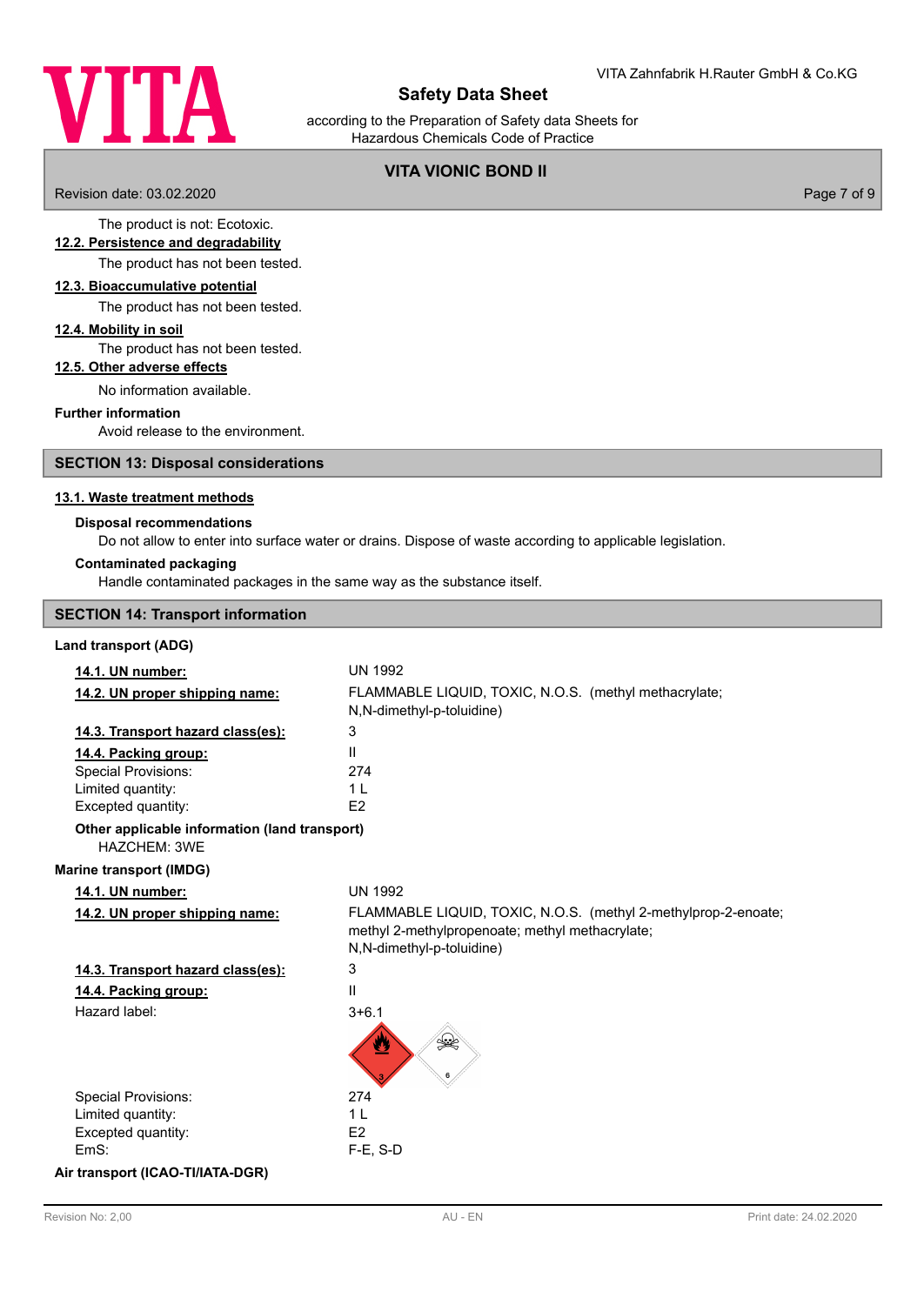The product is not: Ecotoxic.

**12.2. Persistence and degradability**

The product has not been tested.

**12.3. Bioaccumulative potential**

The product has not been tested.

**12.4. Mobility in soil**

The product has not been tested.

**12.5. Other adverse effects**

No information available.

**Further information**

Avoid release to the environment.

## SECTION 13: Disposal considerations

**13.1. Waste treatment methods**

**Disposal recommendations**

Do not allow to enter into surface water or drains. Dispose of waste according to applicable legislation.

**Contaminated packaging**

Handle contaminated packages in the same way as the substance itself.

## SECTION 14: Transport information

**Land transport (ADG)**

| | |
|---|---|
| **14.1. UN number:** | UN 1992 |
| **14.2. UN proper shipping name:** | FLAMMABLE LIQUID, TOXIC, N.O.S. (methyl methacrylate; N,N-dimethyl-p-toluidine) |
| **14.3. Transport hazard class(es):** | 3 |
| **14.4. Packing group:** | II |
| Special Provisions: | 274 |
| Limited quantity: | 1 L |
| Excepted quantity: | E2 |

**Other applicable information (land transport)**

HAZCHEM: 3WE

**Marine transport (IMDG)**

| | |
|---|---|
| **14.1. UN number:** | UN 1992 |
| **14.2. UN proper shipping name:** | FLAMMABLE LIQUID, TOXIC, N.O.S. (methyl 2-methylprop-2-enoate; methyl 2-methylpropenoate; methyl methacrylate; N,N-dimethyl-p-toluidine) |
| **14.3. Transport hazard class(es):** | 3 |
| **14.4. Packing group:** | II |
| Hazard label: | 3+6.1 |
| Special Provisions: | 274 |
| Limited quantity: | 1 L |
| Excepted quantity: | E2 |
| EmS: | F-E, S-D |

**Air transport (ICAO-TI/IATA-DGR)**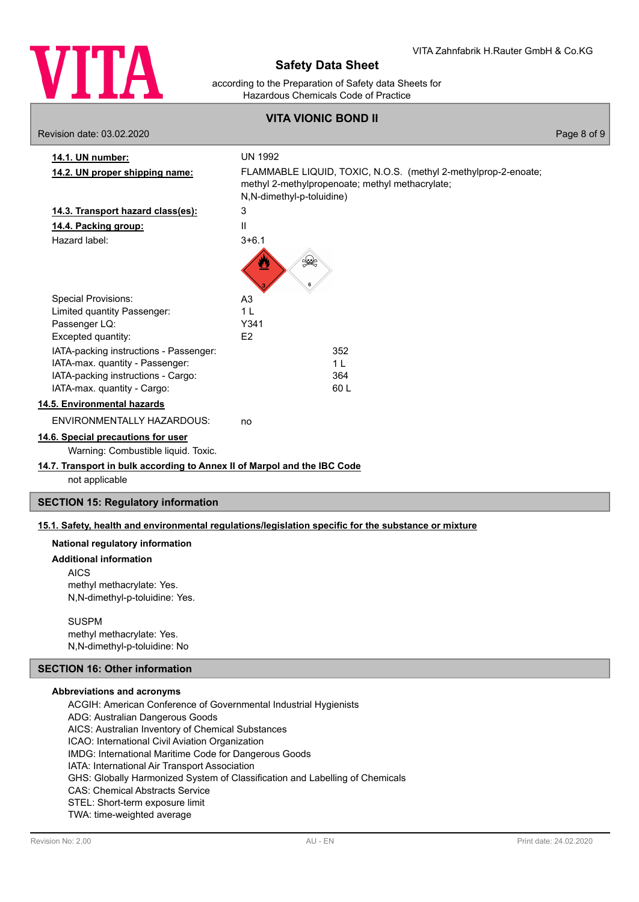**14.1. UN number:** UN 1992

**14.2. UN proper shipping name:** FLAMMABLE LIQUID, TOXIC, N.O.S. (methyl 2-methylprop-2-enoate; methyl 2-methylpropenoate; methyl methacrylate; N,N-dimethyl-p-toluidine)

**14.3. Transport hazard class(es):** 3

**14.4. Packing group:** II

Hazard label: 3+6.1

| | |
|---|---|
| Special Provisions: | A3 |
| Limited quantity Passenger: | 1 L |
| Passenger LQ: | Y341 |
| Excepted quantity: | E2 |
| IATA-packing instructions - Passenger: | 352 |
| IATA-max. quantity - Passenger: | 1 L |
| IATA-packing instructions - Cargo: | 364 |
| IATA-max. quantity - Cargo: | 60 L |

**14.5. Environmental hazards**

ENVIRONMENTALLY HAZARDOUS: no

**14.6. Special precautions for user**

Warning: Combustible liquid. Toxic.

**14.7. Transport in bulk according to Annex II of Marpol and the IBC Code**

not applicable

## SECTION 15: Regulatory information

**15.1. Safety, health and environmental regulations/legislation specific for the substance or mixture**

**National regulatory information**

**Additional information**

AICS
methyl methacrylate: Yes.
N,N-dimethyl-p-toluidine: Yes.

SUSPM
methyl methacrylate: Yes.
N,N-dimethyl-p-toluidine: No

## SECTION 16: Other information

**Abbreviations and acronyms**

ACGIH: American Conference of Governmental Industrial Hygienists
ADG: Australian Dangerous Goods
AICS: Australian Inventory of Chemical Substances
ICAO: International Civil Aviation Organization
IMDG: International Maritime Code for Dangerous Goods
IATA: International Air Transport Association
GHS: Globally Harmonized System of Classification and Labelling of Chemicals
CAS: Chemical Abstracts Service
STEL: Short-term exposure limit
TWA: time-weighted average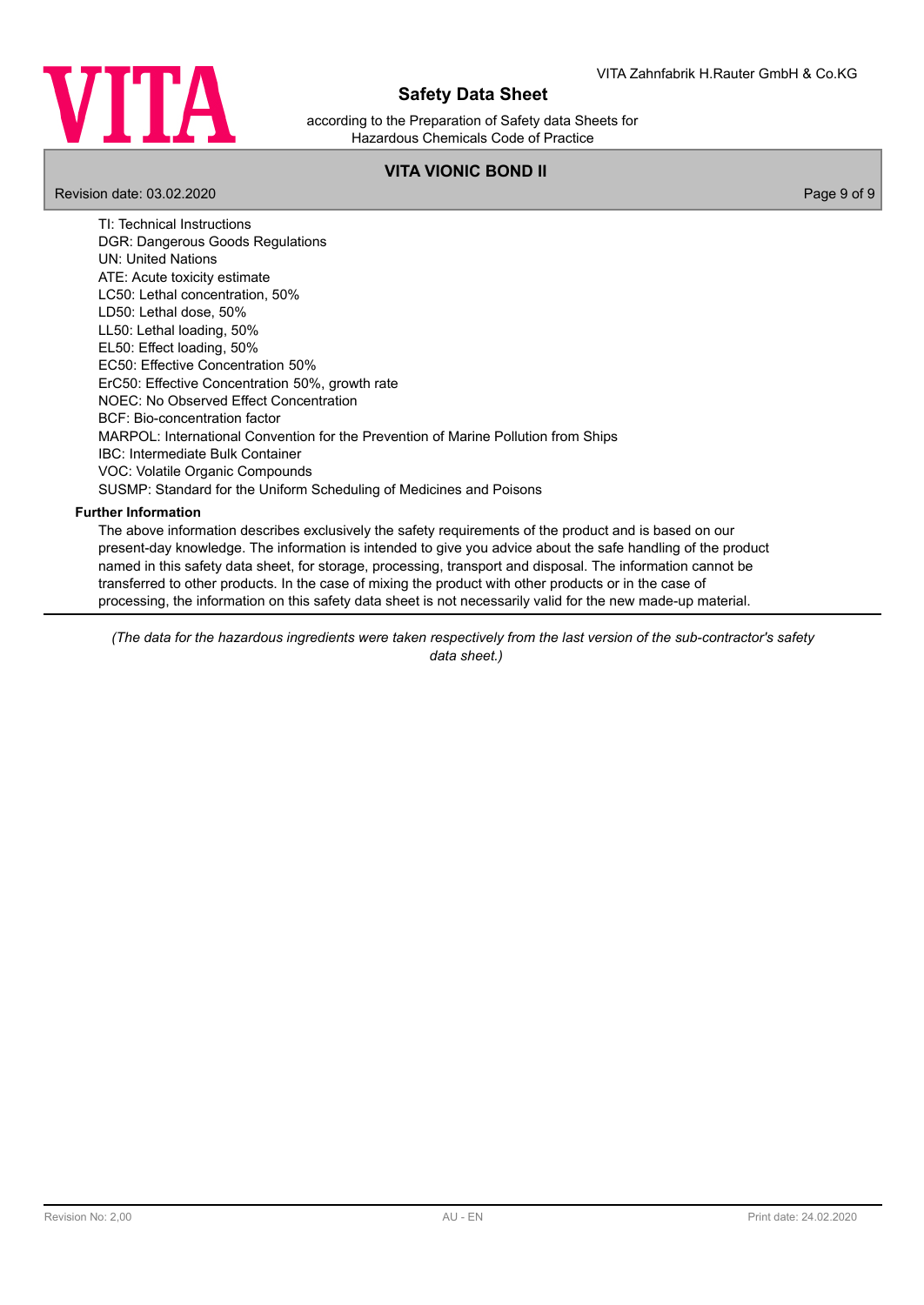TI: Technical Instructions
DGR: Dangerous Goods Regulations
UN: United Nations
ATE: Acute toxicity estimate
LC50: Lethal concentration, 50%
LD50: Lethal dose, 50%
LL50: Lethal loading, 50%
EL50: Effect loading, 50%
EC50: Effective Concentration 50%
ErC50: Effective Concentration 50%, growth rate
NOEC: No Observed Effect Concentration
BCF: Bio-concentration factor
MARPOL: International Convention for the Prevention of Marine Pollution from Ships
IBC: Intermediate Bulk Container
VOC: Volatile Organic Compounds
SUSMP: Standard for the Uniform Scheduling of Medicines and Poisons

**Further Information**

The above information describes exclusively the safety requirements of the product and is based on our present-day knowledge. The information is intended to give you advice about the safe handling of the product named in this safety data sheet, for storage, processing, transport and disposal. The information cannot be transferred to other products. In the case of mixing the product with other products or in the case of processing, the information on this safety data sheet is not necessarily valid for the new made-up material.

---

*(The data for the hazardous ingredients were taken respectively from the last version of the sub-contractor's safety data sheet.)*